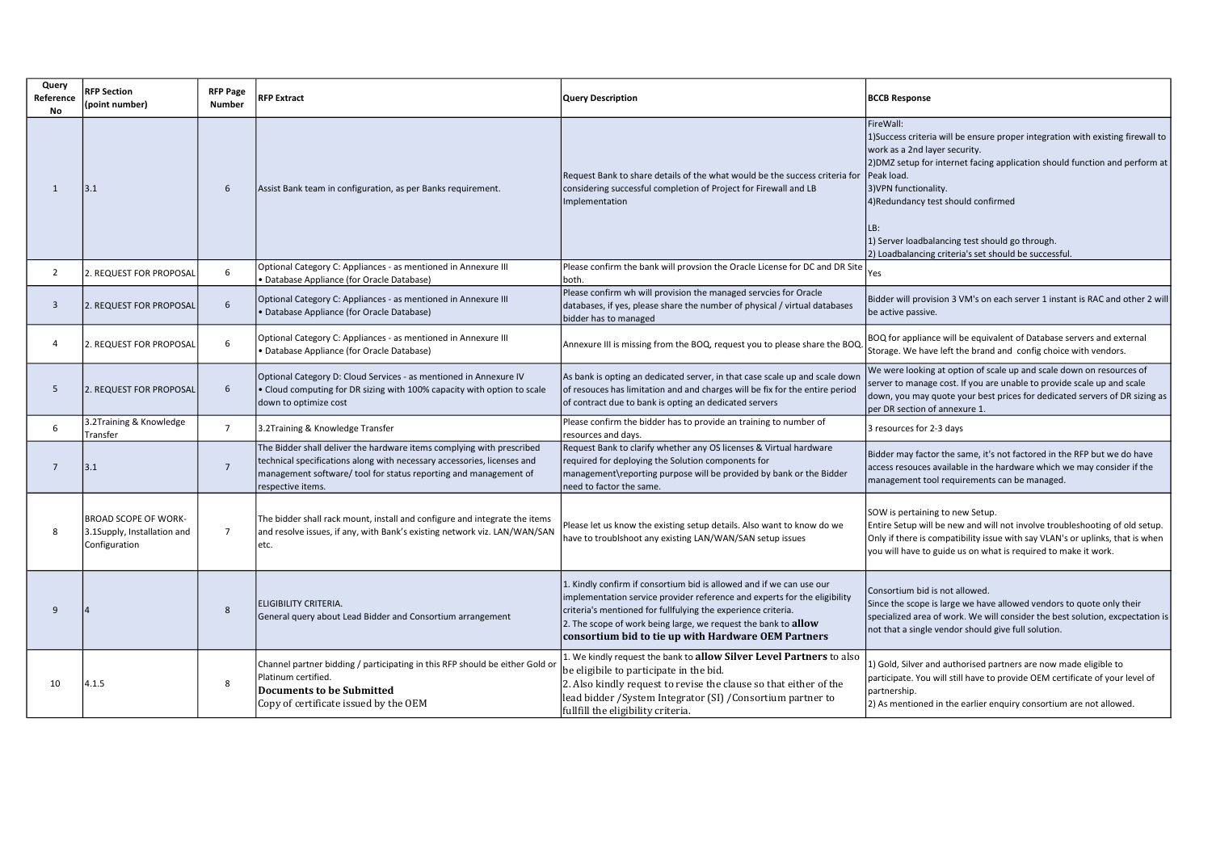| Query Reference No | RFP Section (point number) | RFP Page Number | RFP Extract | Query Description | BCCB Response |
|---|---|---|---|---|---|
| 1 | 3.1 | 6 | Assist Bank team in configuration, as per Banks requirement. | Request Bank to share details of the what would be the success criteria for considering successful completion of Project for Firewall and LB Implementation | FireWall:<br>1)Success criteria will be ensure proper integration with existing firewall to work as a 2nd layer security.<br>2)DMZ setup for internet facing application should function and perform at Peak load.<br>3)VPN functionality.<br>4)Redundancy test should confirmed<br><br>LB:<br>1) Server loadbalancing test should go through.<br>2) Loadbalancing criteria's set should be successful. |
| 2 | 2. REQUEST FOR PROPOSAL | 6 | Optional Category C: Appliances - as mentioned in Annexure III<br>• Database Appliance (for Oracle Database) | Please confirm the bank will provsion the Oracle License for DC and DR Site both. | Yes |
| 3 | 2. REQUEST FOR PROPOSAL | 6 | Optional Category C: Appliances - as mentioned in Annexure III<br>• Database Appliance (for Oracle Database) | Please confirm wh will provision the managed servcies for Oracle databases, if yes, please share the number of physical / virtual databases bidder has to managed | Bidder will provision 3 VM's on each server 1 instant is RAC and other 2 will be active passive. |
| 4 | 2. REQUEST FOR PROPOSAL | 6 | Optional Category C: Appliances - as mentioned in Annexure III<br>• Database Appliance (for Oracle Database) | Annexure III is missing from the BOQ, request you to please share the BOQ. | BOQ for appliance will be equivalent of Database servers and external Storage. We have left the brand and config choice with vendors. |
| 5 | 2. REQUEST FOR PROPOSAL | 6 | Optional Category D: Cloud Services - as mentioned in Annexure IV<br>• Cloud computing for DR sizing with 100% capacity with option to scale down to optimize cost | As bank is opting an dedicated server, in that case scale up and scale down of resouces has limitation and and charges will be fix for the entire period of contract due to bank is opting an dedicated servers | We were looking at option of scale up and scale down on resources of server to manage cost. If you are unable to provide scale up and scale down, you may quote your best prices for dedicated servers of DR sizing as per DR section of annexure 1. |
| 6 | 3.2Training & Knowledge Transfer | 7 | 3.2Training & Knowledge Transfer | Please confirm the bidder has to provide an training to number of resources and days. | 3 resources for 2-3 days |
| 7 | 3.1 | 7 | The Bidder shall deliver the hardware items complying with prescribed technical specifications along with necessary accessories, licenses and management software/ tool for status reporting and management of respective items. | Request Bank to clarify whether any OS licenses & Virtual hardware required for deploying the Solution components for management\reporting purpose will be provided by bank or the Bidder need to factor the same. | Bidder may factor the same, it's not factored in the RFP but we do have access resouces available in the hardware which we may consider if the management tool requirements can be managed. |
| 8 | BROAD SCOPE OF WORK-<br>3.1Supply, Installation and Configuration | 7 | The bidder shall rack mount, install and configure and integrate the items and resolve issues, if any, with Bank's existing network viz. LAN/WAN/SAN etc. | Please let us know the existing setup details. Also want to know do we have to troublshoot any existing LAN/WAN/SAN setup issues | SOW is pertaining to new Setup.<br>Entire Setup will be new and will not involve troubleshooting of old setup. Only if there is compatibility issue with say VLAN's or uplinks, that is when you will have to guide us on what is required to make it work. |
| 9 | 4 | 8 | ELIGIBILITY CRITERIA.<br>General query about Lead Bidder and Consortium arrangement | 1. Kindly confirm if consortium bid is allowed and if we can use our implementation service provider reference and experts for the eligibility criteria's mentioned for fullfulying the experience criteria.<br>2. The scope of work being large, we request the bank to **allow consortium bid to tie up with Hardware OEM Partners** | Consortium bid is not allowed.<br>Since the scope is large we have allowed vendors to quote only their specialized area of work. We will consider the best solution, excpectation is not that a single vendor should give full solution. |
| 10 | 4.1.5 | 8 | Channel partner bidding / participating in this RFP should be either Gold or Platinum certified.<br>**Documents to be Submitted**<br>Copy of certificate issued by the OEM | 1. We kindly request the bank to **allow Silver Level Partners** to also be eligibile to participate in the bid.<br>2. Also kindly request to revise the clause so that either of the lead bidder /System Integrator (SI) /Consortium partner to fullfill the eligibility criteria. | 1) Gold, Silver and authorised partners are now made eligible to participate. You will still have to provide OEM certificate of your level of partnership.<br>2) As mentioned in the earlier enquiry consortium are not allowed. |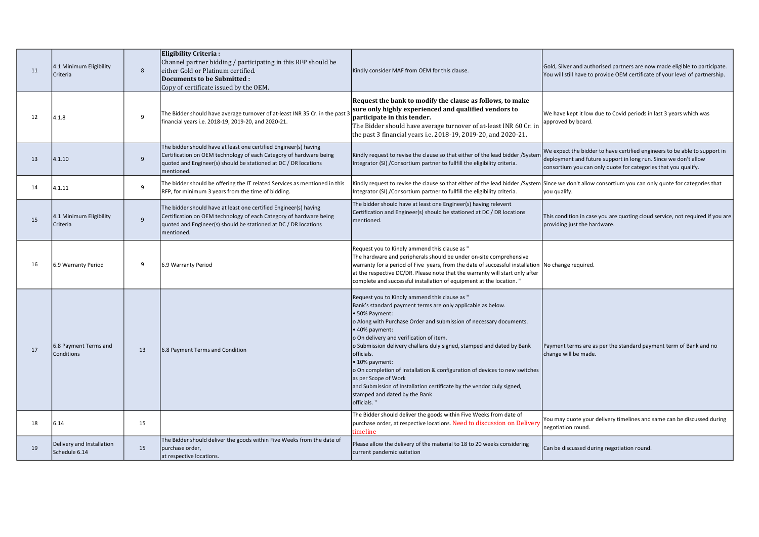| | | | | | |
|---|---|---|---|---|---|
| 11 | 4.1 Minimum Eligibility Criteria | 8 | **Eligibility Criteria :**<br>Channel partner bidding / participating in this RFP should be either Gold or Platinum certified.<br>**Documents to be Submitted :**<br>Copy of certificate issued by the OEM. | Kindly consider MAF from OEM for this clause. | Gold, Silver and authorised partners are now made eligible to participate. You will still have to provide OEM certificate of your level of partnership. |
| 12 | 4.1.8 | 9 | The Bidder should have average turnover of at-least INR 35 Cr. in the past 3 financial years i.e. 2018-19, 2019-20, and 2020-21. | **Request the bank to modify the clause as follows, to make sure only highly experienced and qualified vendors to participate in this tender.**<br>The Bidder should have average turnover of at-least INR 60 Cr. in the past 3 financial years i.e. 2018-19, 2019-20, and 2020-21. | We have kept it low due to Covid periods in last 3 years which was approved by board. |
| 13 | 4.1.10 | 9 | The bidder should have at least one certified Engineer(s) having Certification on OEM technology of each Category of hardware being quoted and Engineer(s) should be stationed at DC / DR locations mentioned. | Kindly request to revise the clause so that either of the lead bidder /System Integrator (SI) /Consortium partner to fullfill the eligibility criteria. | We expect the bidder to have certified engineers to be able to support in deployment and future support in long run. Since we don't allow consortium you can only quote for categories that you qualify. |
| 14 | 4.1.11 | 9 | The bidder should be offering the IT related Services as mentioned in this RFP, for minimum 3 years from the time of bidding. | Kindly request to revise the clause so that either of the lead bidder /System Integrator (SI) /Consortium partner to fullfill the eligibility criteria. | Since we don't allow consortium you can only quote for categories that you qualify. |
| 15 | 4.1 Minimum Eligibility Criteria | 9 | The bidder should have at least one certified Engineer(s) having Certification on OEM technology of each Category of hardware being quoted and Engineer(s) should be stationed at DC / DR locations mentioned. | The bidder should have at least one Engineer(s) having relevent Certification and Engineer(s) should be stationed at DC / DR locations mentioned. | This condition in case you are quoting cloud service, not required if you are providing just the hardware. |
| 16 | 6.9 Warranty Period | 9 | 6.9 Warranty Period | Request you to Kindly ammend this clause as "<br>The hardware and peripherals should be under on-site comprehensive warranty for a period of Five years, from the date of successful installation at the respective DC/DR. Please note that the warranty will start only after complete and successful installation of equipment at the location. " | No change required. |
| 17 | 6.8 Payment Terms and Conditions | 13 | 6.8 Payment Terms and Condition | Request you to Kindly ammend this clause as "<br>Bank's standard payment terms are only applicable as below.<br>• 50% Payment:<br>o Along with Purchase Order and submission of necessary documents.<br>• 40% payment:<br>o On delivery and verification of item.<br>o Submission delivery challans duly signed, stamped and dated by Bank officials.<br>• 10% payment:<br>o On completion of Installation & configuration of devices to new switches as per Scope of Work<br>and Submission of Installation certificate by the vendor duly signed, stamped and dated by the Bank<br>officials. " | Payment terms are as per the standard payment term of Bank and no change will be made. |
| 18 | 6.14 | 15 | | The Bidder should deliver the goods within Five Weeks from date of purchase order, at respective locations. Need to discussion on Delivery timeline | You may quote your delivery timelines and same can be discussed during negotiation round. |
| 19 | Delivery and Installation Schedule 6.14 | 15 | The Bidder should deliver the goods within Five Weeks from the date of purchase order,<br>at respective locations. | Please allow the delivery of the material to 18 to 20 weeks considering current pandemic suitation | Can be discussed during negotiation round. |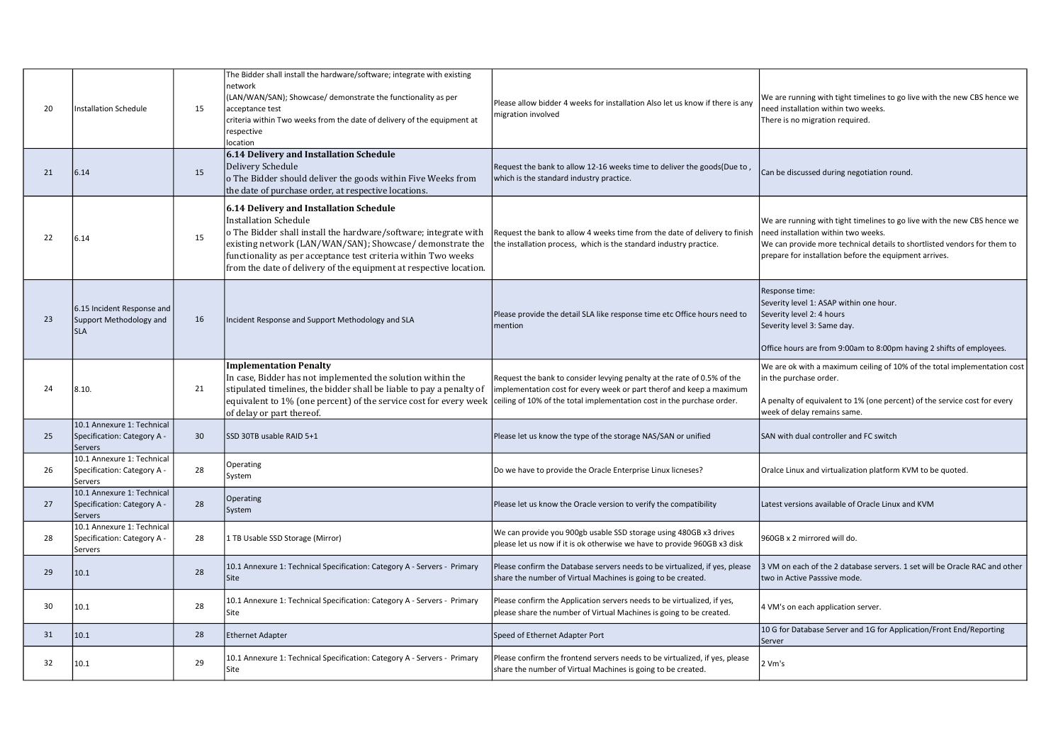| 20 | Installation Schedule | 15 | The Bidder shall install the hardware/software; integrate with existing network (LAN/WAN/SAN); Showcase/ demonstrate the functionality as per acceptance test criteria within Two weeks from the date of delivery of the equipment at respective location | Please allow bidder 4 weeks for installation Also let us know if there is any migration involved | We are running with tight timelines to go live with the new CBS hence we need installation within two weeks.<br>There is no migration required. |
|---|---|---|---|---|---|
| 21 | 6.14 | 15 | **6.14 Delivery and Installation Schedule**<br>Delivery Schedule<br>o The Bidder should deliver the goods within Five Weeks from the date of purchase order, at respective locations. | Request the bank to allow 12-16 weeks time to deliver the goods(Due to , which is the standard industry practice. | Can be discussed during negotiation round. |
| 22 | 6.14 | 15 | **6.14 Delivery and Installation Schedule**<br>Installation Schedule<br>o The Bidder shall install the hardware/software; integrate with existing network (LAN/WAN/SAN); Showcase/ demonstrate the functionality as per acceptance test criteria within Two weeks from the date of delivery of the equipment at respective location. | Request the bank to allow 4 weeks time from the date of delivery to finish the installation process, which is the standard industry practice. | We are running with tight timelines to go live with the new CBS hence we need installation within two weeks.<br>We can provide more technical details to shortlisted vendors for them to prepare for installation before the equipment arrives. |
| 23 | 6.15 Incident Response and Support Methodology and SLA | 16 | Incident Response and Support Methodology and SLA | Please provide the detail SLA like response time etc Office hours need to mention | Response time:<br>Severity level 1: ASAP within one hour.<br>Severity level 2: 4 hours<br>Severity level 3: Same day.<br><br>Office hours are from 9:00am to 8:00pm having 2 shifts of employees. |
| 24 | 8.10. | 21 | **Implementation Penalty**<br>In case, Bidder has not implemented the solution within the stipulated timelines, the bidder shall be liable to pay a penalty of equivalent to 1% (one percent) of the service cost for every week of delay or part thereof. | Request the bank to consider levying penalty at the rate of 0.5% of the implementation cost for every week or part therof and keep a maximum ceiling of 10% of the total implementation cost in the purchase order. | We are ok with a maximum ceiling of 10% of the total implementation cost in the purchase order.<br><br>A penalty of equivalent to 1% (one percent) of the service cost for every week of delay remains same. |
| 25 | 10.1 Annexure 1: Technical Specification: Category A - Servers | 30 | SSD 30TB usable RAID 5+1 | Please let us know the type of the storage NAS/SAN or unified | SAN with dual controller and FC switch |
| 26 | 10.1 Annexure 1: Technical Specification: Category A - Servers | 28 | Operating System | Do we have to provide the Oracle Enterprise Linux licneses? | Oralce Linux and virtualization platform KVM to be quoted. |
| 27 | 10.1 Annexure 1: Technical Specification: Category A - Servers | 28 | Operating System | Please let us know the Oracle version to verify the compatibility | Latest versions available of Oracle Linux and KVM |
| 28 | 10.1 Annexure 1: Technical Specification: Category A - Servers | 28 | 1 TB Usable SSD Storage (Mirror) | We can provide you 900gb usable SSD storage using 480GB x3 drives please let us now if it is ok otherwise we have to provide 960GB x3 disk | 960GB x 2 mirrored will do. |
| 29 | 10.1 | 28 | 10.1 Annexure 1: Technical Specification: Category A - Servers - Primary Site | Please confirm the Database servers needs to be virtualized, if yes, please share the number of Virtual Machines is going to be created. | 3 VM on each of the 2 database servers. 1 set will be Oracle RAC and other two in Active Passsive mode. |
| 30 | 10.1 | 28 | 10.1 Annexure 1: Technical Specification: Category A - Servers - Primary Site | Please confirm the Application servers needs to be virtualized, if yes, please share the number of Virtual Machines is going to be created. | 4 VM's on each application server. |
| 31 | 10.1 | 28 | Ethernet Adapter | Speed of Ethernet Adapter Port | 10 G for Database Server and 1G for Application/Front End/Reporting Server |
| 32 | 10.1 | 29 | 10.1 Annexure 1: Technical Specification: Category A - Servers - Primary Site | Please confirm the frontend servers needs to be virtualized, if yes, please share the number of Virtual Machines is going to be created. | 2 Vm's |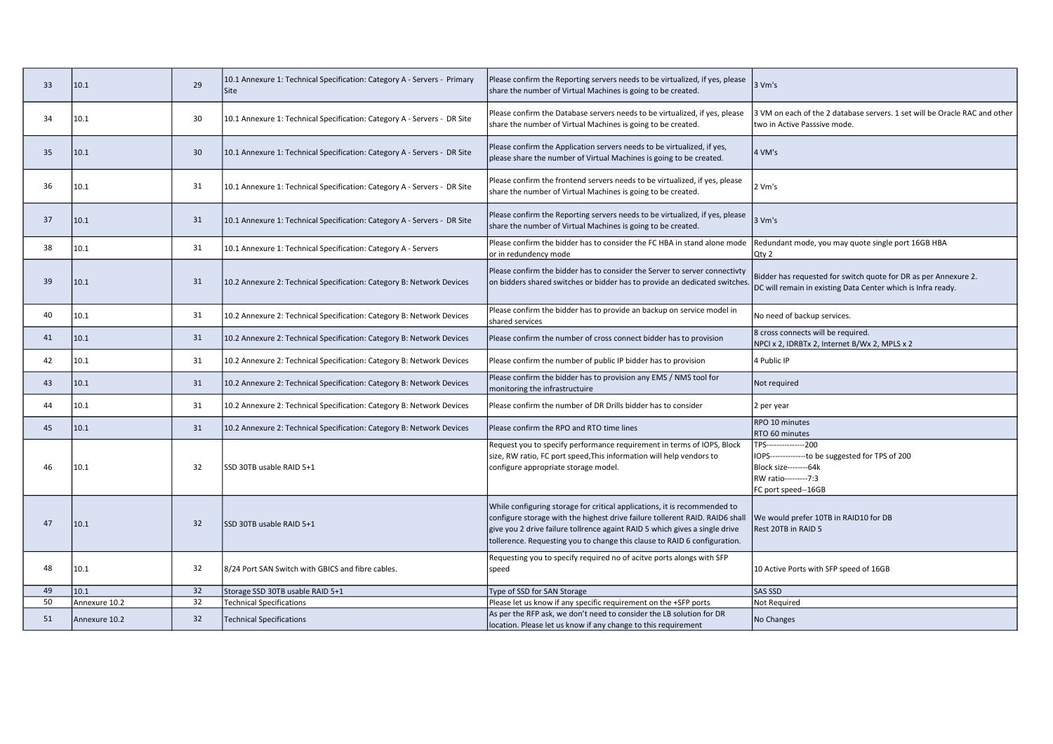| 33 | 10.1 | 29 | 10.1 Annexure 1: Technical Specification: Category A - Servers - Primary Site | Please confirm the Reporting servers needs to be virtualized, if yes, please share the number of Virtual Machines is going to be created. | 3 Vm's |
|---|---|---|---|---|---|
| 34 | 10.1 | 30 | 10.1 Annexure 1: Technical Specification: Category A - Servers - DR Site | Please confirm the Database servers needs to be virtualized, if yes, please share the number of Virtual Machines is going to be created. | 3 VM on each of the 2 database servers. 1 set will be Oracle RAC and other two in Active Passsive mode. |
| 35 | 10.1 | 30 | 10.1 Annexure 1: Technical Specification: Category A - Servers - DR Site | Please confirm the Application servers needs to be virtualized, if yes, please share the number of Virtual Machines is going to be created. | 4 VM's |
| 36 | 10.1 | 31 | 10.1 Annexure 1: Technical Specification: Category A - Servers - DR Site | Please confirm the frontend servers needs to be virtualized, if yes, please share the number of Virtual Machines is going to be created. | 2 Vm's |
| 37 | 10.1 | 31 | 10.1 Annexure 1: Technical Specification: Category A - Servers - DR Site | Please confirm the Reporting servers needs to be virtualized, if yes, please share the number of Virtual Machines is going to be created. | 3 Vm's |
| 38 | 10.1 | 31 | 10.1 Annexure 1: Technical Specification: Category A - Servers | Please confirm the bidder has to consider the FC HBA in stand alone mode or in redundency mode | Redundant mode, you may quote single port 16GB HBA Qty 2 |
| 39 | 10.1 | 31 | 10.2 Annexure 2: Technical Specification: Category B: Network Devices | Please confirm the bidder has to consider the Server to server connectivty on bidders shared switches or bidder has to provide an dedicated switches. | Bidder has requested for switch quote for DR as per Annexure 2. DC will remain in existing Data Center which is Infra ready. |
| 40 | 10.1 | 31 | 10.2 Annexure 2: Technical Specification: Category B: Network Devices | Please confirm the bidder has to provide an backup on service model in shared services | No need of backup services. |
| 41 | 10.1 | 31 | 10.2 Annexure 2: Technical Specification: Category B: Network Devices | Please confirm the number of cross connect bidder has to provision | 8 cross connects will be required. NPCI x 2, IDRBTx 2, Internet B/Wx 2, MPLS x 2 |
| 42 | 10.1 | 31 | 10.2 Annexure 2: Technical Specification: Category B: Network Devices | Please confirm the number of public IP bidder has to provision | 4 Public IP |
| 43 | 10.1 | 31 | 10.2 Annexure 2: Technical Specification: Category B: Network Devices | Please confirm the bidder has to provision any EMS / NMS tool for monitoring the infrastructuire | Not required |
| 44 | 10.1 | 31 | 10.2 Annexure 2: Technical Specification: Category B: Network Devices | Please confirm the number of DR Drills bidder has to consider | 2 per year |
| 45 | 10.1 | 31 | 10.2 Annexure 2: Technical Specification: Category B: Network Devices | Please confirm the RPO and RTO time lines | RPO 10 minutes RTO 60 minutes |
| 46 | 10.1 | 32 | SSD 30TB usable RAID 5+1 | Request you to specify performance requirement in terms of IOPS, Block size, RW ratio, FC port speed,This information will help vendors to configure appropriate storage model. | TPS---------------200 IOPS--------------to be suggested for TPS of 200 Block size--------64k RW ratio---------7:3 FC port speed--16GB |
| 47 | 10.1 | 32 | SSD 30TB usable RAID 5+1 | While configuring storage for critical applications, it is recommended to configure storage with the highest drive failure tollerent RAID. RAID6 shall give you 2 drive failure tollrence againt RAID 5 which gives a single drive tollerence. Requesting you to change this clause to RAID 6 configuration. | We would prefer 10TB in RAID10 for DB Rest 20TB in RAID 5 |
| 48 | 10.1 | 32 | 8/24 Port SAN Switch with GBICS and fibre cables. | Requesting you to specify required no of acitve ports alongs with SFP speed | 10 Active Ports with SFP speed of 16GB |
| 49 | 10.1 | 32 | Storage SSD 30TB usable RAID 5+1 | Type of SSD for SAN Storage | SAS SSD |
| 50 | Annexure 10.2 | 32 | Technical Specifications | Please let us know if any specific requirement on the +SFP ports | Not Required |
| 51 | Annexure 10.2 | 32 | Technical Specifications | As per the RFP ask, we don't need to consider the LB solution for DR location. Please let us know if any change to this requirement | No Changes |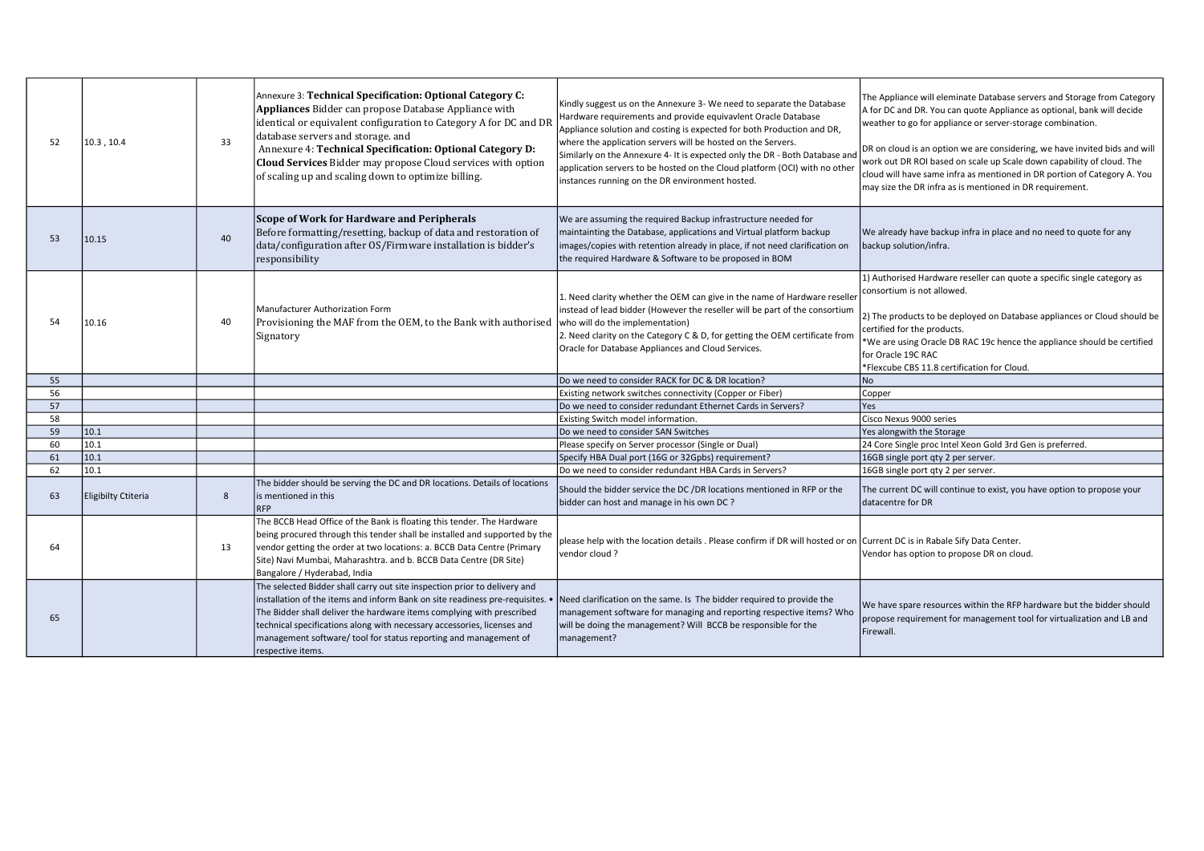| 52 | 10.3 , 10.4 | 33 | Annexure 3: **Technical Specification: Optional Category C: Appliances** Bidder can propose Database Appliance with identical or equivalent configuration to Category A for DC and DR database servers and storage. and<br>Annexure 4: **Technical Specification: Optional Category D: Cloud Services** Bidder may propose Cloud services with option of scaling up and scaling down to optimize billing. | Kindly suggest us on the Annexure 3- We need to separate the Database Hardware requirements and provide equivavlent Oracle Database Appliance solution and costing is expected for both Production and DR, where the application servers will be hosted on the Servers.<br>Similarly on the Annexure 4- It is expected only the DR - Both Database and application servers to be hosted on the Cloud platform (OCI) with no other instances running on the DR environment hosted. | The Appliance will eleminate Database servers and Storage from Category A for DC and DR. You can quote Appliance as optional, bank will decide weather to go for appliance or server-storage combination.<br><br>DR on cloud is an option we are considering, we have invited bids and will work out DR ROI based on scale up Scale down capability of cloud. The cloud will have same infra as mentioned in DR portion of Category A. You may size the DR infra as is mentioned in DR requirement. |
|---|---|---|---|---|---|
| 53 | 10.15 | 40 | **Scope of Work for Hardware and Peripherals**<br>Before formatting/resetting, backup of data and restoration of data/configuration after OS/Firmware installation is bidder's responsibility | We are assuming the required Backup infrastructure needed for maintainting the Database, applications and Virtual platform backup images/copies with retention already in place, if not need clarification on the required Hardware & Software to be proposed in BOM | We already have backup infra in place and no need to quote for any backup solution/infra. |
| 54 | 10.16 | 40 | Manufacturer Authorization Form<br>Provisioning the MAF from the OEM, to the Bank with authorised Signatory | 1. Need clarity whether the OEM can give in the name of Hardware reseller instead of lead bidder (However the reseller will be part of the consortium who will do the implementation)<br>2. Need clarity on the Category C & D, for getting the OEM certificate from Oracle for Database Appliances and Cloud Services. | 1) Authorised Hardware reseller can quote a specific single category as consortium is not allowed.<br><br>2) The products to be deployed on Database appliances or Cloud should be certified for the products.<br>*We are using Oracle DB RAC 19c hence the appliance should be certified for Oracle 19C RAC<br>*Flexcube CBS 11.8 certification for Cloud. |
| 55 | | | | Do we need to consider RACK for DC & DR location? | No |
| 56 | | | | Existing network switches connectivity (Copper or Fiber) | Copper |
| 57 | | | | Do we need to consider redundant Ethernet Cards in Servers? | Yes |
| 58 | | | | Existing Switch model information. | Cisco Nexus 9000 series |
| 59 | 10.1 | | | Do we need to consider SAN Switches | Yes alongwith the Storage |
| 60 | 10.1 | | | Please specify on Server processor (Single or Dual) | 24 Core Single proc Intel Xeon Gold 3rd Gen is preferred. |
| 61 | 10.1 | | | Specify HBA Dual port (16G or 32Gpbs) requirement? | 16GB single port qty 2 per server. |
| 62 | 10.1 | | | Do we need to consider redundant HBA Cards in Servers? | 16GB single port qty 2 per server. |
| 63 | Eligibilty Ctiteria | 8 | The bidder should be serving the DC and DR locations. Details of locations is mentioned in this RFP | Should the bidder service the DC /DR locations mentioned in RFP or the bidder can host and manage in his own DC ? | The current DC will continue to exist, you have option to propose your datacentre for DR |
| 64 | | 13 | The BCCB Head Office of the Bank is floating this tender. The Hardware being procured through this tender shall be installed and supported by the vendor getting the order at two locations: a. BCCB Data Centre (Primary Site) Navi Mumbai, Maharashtra. and b. BCCB Data Centre (DR Site) Bangalore / Hyderabad, India | please help with the location details . Please confirm if DR will hosted or on vendor cloud ? | Current DC is in Rabale Sify Data Center.<br>Vendor has option to propose DR on cloud. |
| 65 | | | The selected Bidder shall carry out site inspection prior to delivery and installation of the items and inform Bank on site readiness pre-requisites. • The Bidder shall deliver the hardware items complying with prescribed technical specifications along with necessary accessories, licenses and management software/ tool for status reporting and management of respective items. | Need clarification on the same. Is The bidder required to provide the management software for managing and reporting respective items? Who will be doing the management? Will BCCB be responsible for the management? | We have spare resources within the RFP hardware but the bidder should propose requirement for management tool for virtualization and LB and Firewall. |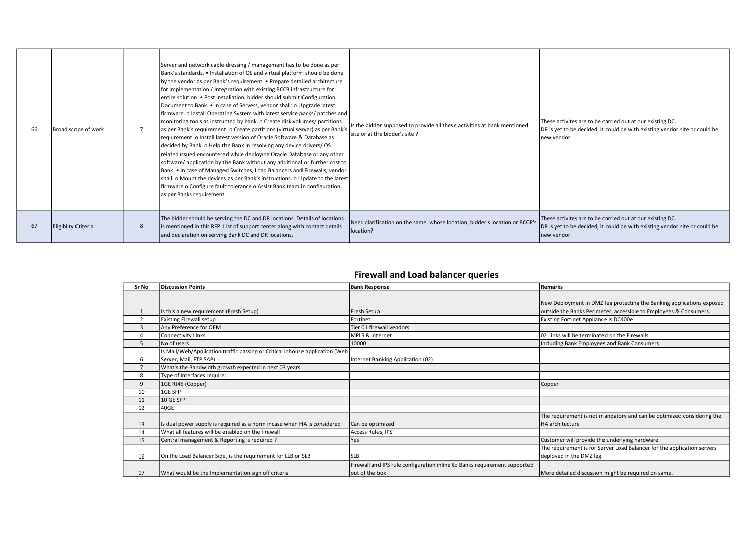| 66 | Broad scope of work. | 7 | Server and network cable dressing / management has to be done as per Bank's standards. • Installation of OS and virtual platform should be done by the vendor as per Bank's requirement. • Prepare detailed architecture for implementation / Integration with existing BCCB infrastructure for entire solution. • Post installation, bidder should submit Configuration Document to Bank. • In case of Servers, vendor shall: o Upgrade latest firmware. o Install Operating System with latest service packs/ patches and monitoring tools as instructed by bank. o Create disk volumes/ partitions as per Bank's requirement. o Create partitions (virtual server) as per Bank's requirement. o Install latest version of Oracle Software & Database as decided by Bank. o Help the Bank in resolving any device drivers/ OS related issued encountered while deploying Oracle Database or any other software/ application by the Bank without any additional or further cost to Bank. • In case of Managed Switches, Load Balancers and Firewalls, vendor shall: o Mount the devices as per Bank's instructions. o Update to the latest firmware o Configure fault tolerance o Assist Bank team in configuration, as per Banks requirement. | Is the bidder supposed to provide all these activities at bank mentioned site or at the bidder's site ? | These activites are to be carried out at our existing DC. DR is yet to be decided, it could be with existing vendor site or could be new vendor. |
|---|---|---|---|---|---|
| 67 | Eligibilty Ctiteria | 8 | The bidder should be serving the DC and DR locations. Details of locations is mentioned in this RFP. List of support center along with contact details and declaration on serving Bank DC and DR locations. | Need clarification on the same, whose location, bidder's location or BCCP's location? | These activites are to be carried out at our existing DC. DR is yet to be decided, it could be with existing vendor site or could be new vendor. |

## Firewall and Load balancer queries

| Sr No | Discussion Points | Bank Response | Remarks |
|---|---|---|---|
| 1 | Is this a new requirement (Fresh Setup) | Fresh Setup | New Deployment in DMZ leg protecting the Banking applications exposed outside the Banks Perimeter, accessible to Employees & Consumers. |
| 2 | Existing Firewall setup | Fortinet | Existing Fortinet Appliance is DC400e |
| 3 | Any Preference for OEM | Tier 01 firewall vendors | |
| 4 | Connectivity Links | MPLS & Internet | 02 Links will be terminated on the Firewalls |
| 5 | No of users | 10000 | Including Bank Employees and Bank Consumers |
| 6 | Is Mail/Web/Application traffic passing or Critical inhouse application (Web Server, Mail, FTP,SAP) | Internet Banking Application (02) | |
| 7 | What's the Bandwidth growth expected in next 03 years | | |
| 8 | Type of interfaces require: | | |
| 9 | 1GE RJ45 (Copper) | | Copper |
| 10 | 1GE SFP | | |
| 11 | 10 GE SFP+ | | |
| 12 | 40GE | | |
| 13 | Is dual power supply is required as a norm incase when HA is considered | Can be optimized | The requirement is not mandatory and can be optimized considering the HA architecture |
| 14 | What all features will be enabled on the firewall | Access Rules, IPS | |
| 15 | Central management & Reporting is required ? | Yes | Customer will provide the underlying hardware |
| 16 | On the Load Balancer Side, is the requirement for LLB or SLB | SLB | The requirement is for Server Load Balancer for the application servers deployed in the DMZ leg |
| 17 | What would be the Implementation sign off criteria | Firewall and IPS rule configuration inline to Banks requirement supported out of the box | More detailed discussion might be required on same. |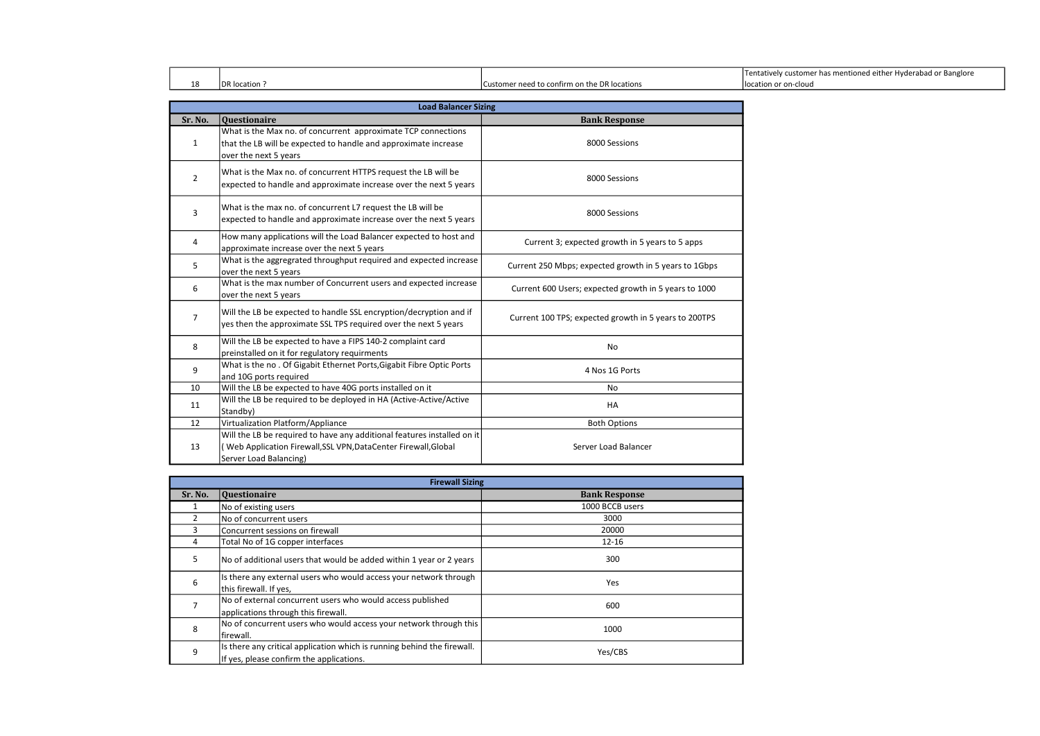| 18 | DR location ? | Customer need to confirm on the DR locations | Tentatively customer has mentioned either Hyderabad or Banglore location or on-cloud |
|---|---|---|---|

| Load Balancer Sizing | | |
|---|---|---|
| **Sr. No.** | **Questionaire** | **Bank Response** |
| 1 | What is the Max no. of concurrent approximate TCP connections that the LB will be expected to handle and approximate increase over the next 5 years | 8000 Sessions |
| 2 | What is the Max no. of concurrent HTTPS request the LB will be expected to handle and approximate increase over the next 5 years | 8000 Sessions |
| 3 | What is the max no. of concurrent L7 request the LB will be expected to handle and approximate increase over the next 5 years | 8000 Sessions |
| 4 | How many applications will the Load Balancer expected to host and approximate increase over the next 5 years | Current 3; expected growth in 5 years to 5 apps |
| 5 | What is the aggregrated throughput required and expected increase over the next 5 years | Current 250 Mbps; expected growth in 5 years to 1Gbps |
| 6 | What is the max number of Concurrent users and expected increase over the next 5 years | Current 600 Users; expected growth in 5 years to 1000 |
| 7 | Will the LB be expected to handle SSL encryption/decryption and if yes then the approximate SSL TPS required over the next 5 years | Current 100 TPS; expected growth in 5 years to 200TPS |
| 8 | Will the LB be expected to have a FIPS 140-2 complaint card preinstalled on it for regulatory requirments | No |
| 9 | What is the no . Of Gigabit Ethernet Ports,Gigabit Fibre Optic Ports and 10G ports required | 4 Nos 1G Ports |
| 10 | Will the LB be expected to have 40G ports installed on it | No |
| 11 | Will the LB be required to be deployed in HA (Active-Active/Active Standby) | HA |
| 12 | Virtualization Platform/Appliance | Both Options |
| 13 | Will the LB be required to have any additional features installed on it ( Web Application Firewall,SSL VPN,DataCenter Firewall,Global Server Load Balancing) | Server Load Balancer |

| Firewall Sizing | | |
|---|---|---|
| **Sr. No.** | **Questionaire** | **Bank Response** |
| 1 | No of existing users | 1000 BCCB users |
| 2 | No of concurrent users | 3000 |
| 3 | Concurrent sessions on firewall | 20000 |
| 4 | Total No of 1G copper interfaces | 12-16 |
| 5 | No of additional users that would be added within 1 year or 2 years | 300 |
| 6 | Is there any external users who would access your network through this firewall. If yes, | Yes |
| 7 | No of external concurrent users who would access published applications through this firewall. | 600 |
| 8 | No of concurrent users who would access your network through this firewall. | 1000 |
| 9 | Is there any critical application which is running behind the firewall. If yes, please confirm the applications. | Yes/CBS |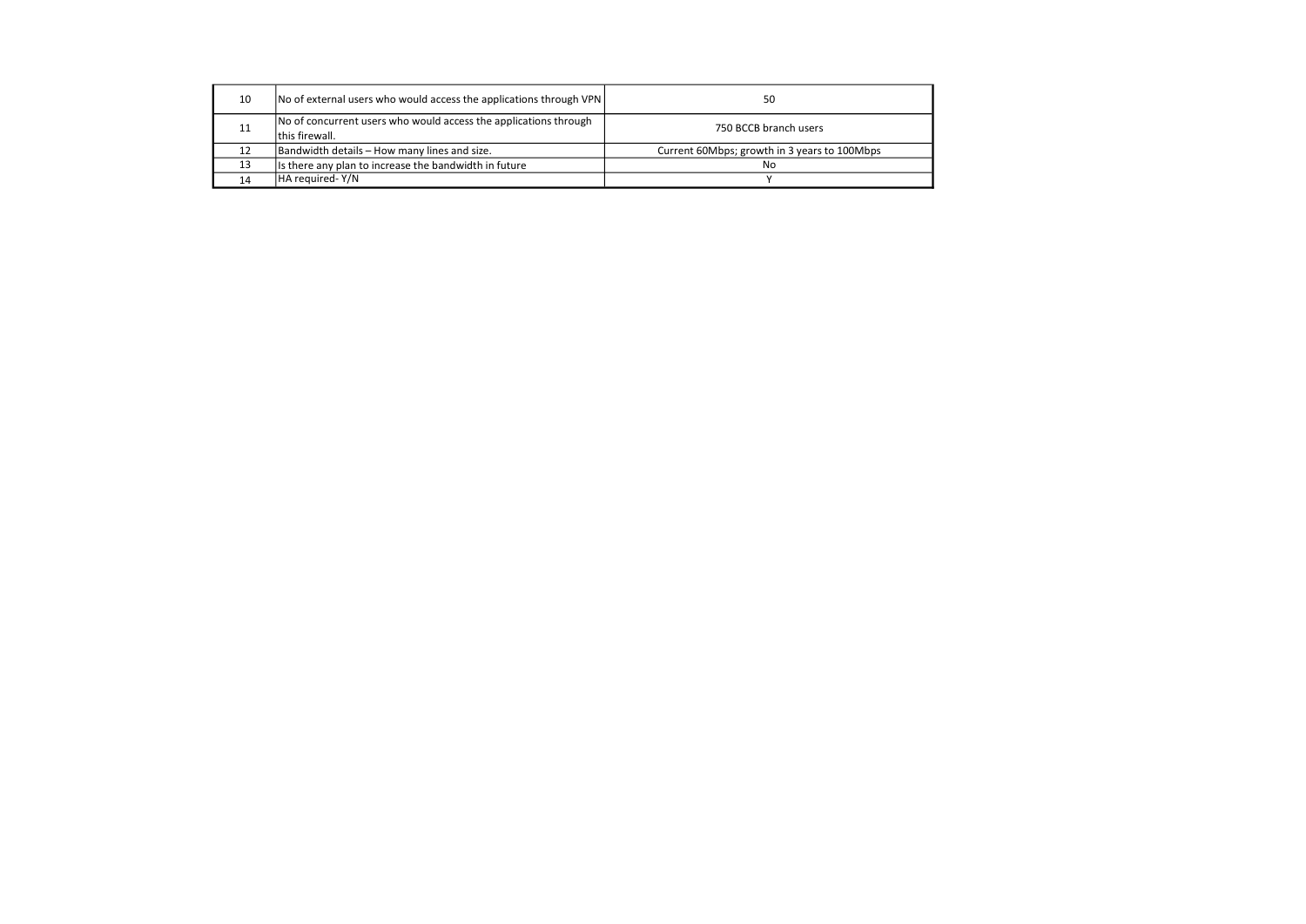| | | |
|---|---|---|
| 10 | No of external users who would access the applications through VPN | 50 |
| 11 | No of concurrent users who would access the applications through this firewall. | 750 BCCB branch users |
| 12 | Bandwidth details – How many lines and size. | Current 60Mbps; growth in 3 years to 100Mbps |
| 13 | Is there any plan to increase the bandwidth in future | No |
| 14 | HA required- Y/N | Y |